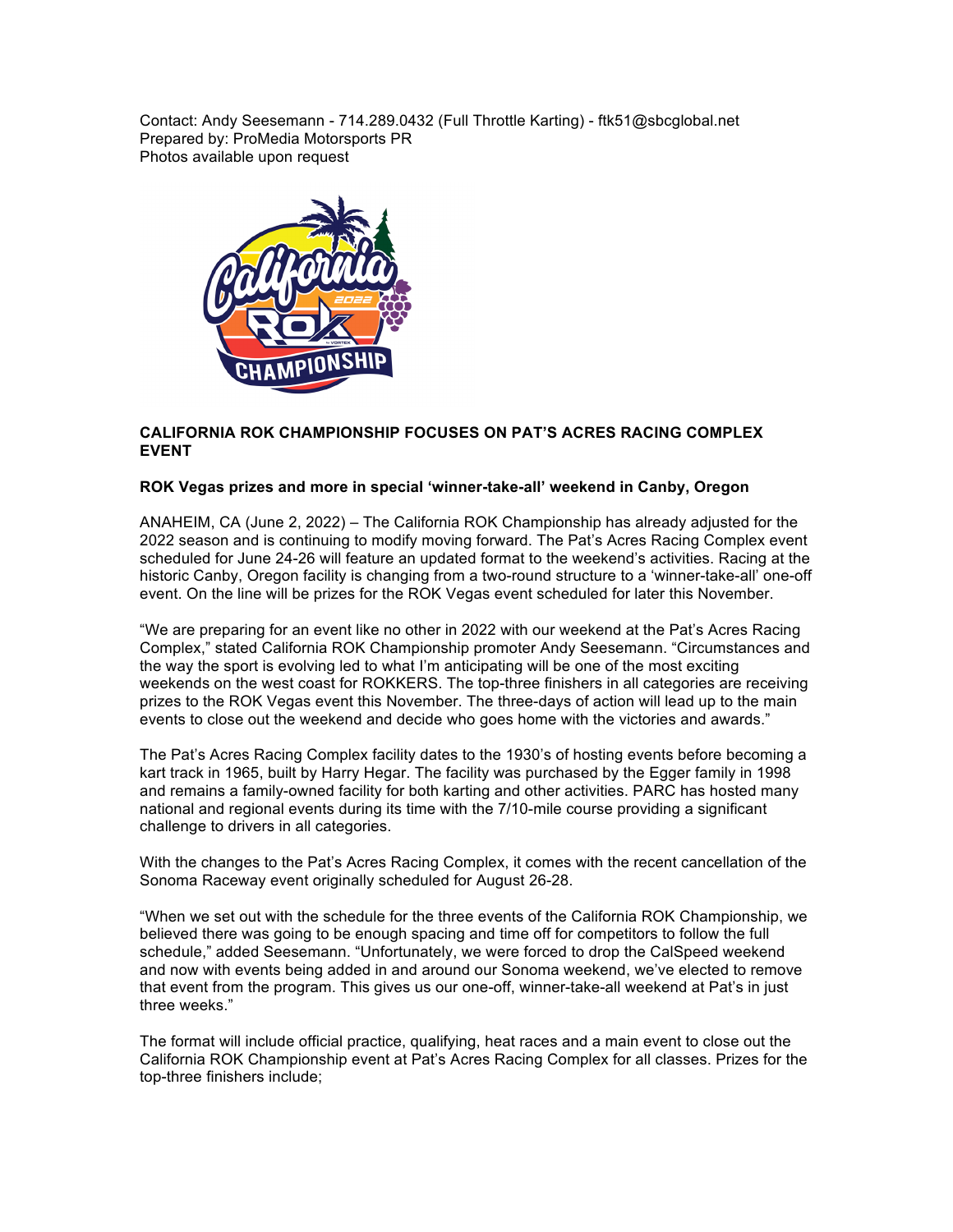Contact: Andy Seesemann - 714.289.0432 (Full Throttle Karting) - ftk51@sbcglobal.net
Prepared by: ProMedia Motorsports PR
Photos available upon request

**CALIFORNIA ROK CHAMPIONSHIP FOCUSES ON PAT'S ACRES RACING COMPLEX EVENT**

**ROK Vegas prizes and more in special 'winner-take-all' weekend in Canby, Oregon**

ANAHEIM, CA (June 2, 2022) – The California ROK Championship has already adjusted for the 2022 season and is continuing to modify moving forward. The Pat's Acres Racing Complex event scheduled for June 24-26 will feature an updated format to the weekend's activities. Racing at the historic Canby, Oregon facility is changing from a two-round structure to a 'winner-take-all' one-off event. On the line will be prizes for the ROK Vegas event scheduled for later this November.

"We are preparing for an event like no other in 2022 with our weekend at the Pat's Acres Racing Complex," stated California ROK Championship promoter Andy Seesemann. "Circumstances and the way the sport is evolving led to what I'm anticipating will be one of the most exciting weekends on the west coast for ROKKERS. The top-three finishers in all categories are receiving prizes to the ROK Vegas event this November. The three-days of action will lead up to the main events to close out the weekend and decide who goes home with the victories and awards."

The Pat's Acres Racing Complex facility dates to the 1930's of hosting events before becoming a kart track in 1965, built by Harry Hegar. The facility was purchased by the Egger family in 1998 and remains a family-owned facility for both karting and other activities. PARC has hosted many national and regional events during its time with the 7/10-mile course providing a significant challenge to drivers in all categories.

With the changes to the Pat's Acres Racing Complex, it comes with the recent cancellation of the Sonoma Raceway event originally scheduled for August 26-28.

"When we set out with the schedule for the three events of the California ROK Championship, we believed there was going to be enough spacing and time off for competitors to follow the full schedule," added Seesemann. "Unfortunately, we were forced to drop the CalSpeed weekend and now with events being added in and around our Sonoma weekend, we've elected to remove that event from the program. This gives us our one-off, winner-take-all weekend at Pat's in just three weeks."

The format will include official practice, qualifying, heat races and a main event to close out the California ROK Championship event at Pat's Acres Racing Complex for all classes. Prizes for the top-three finishers include;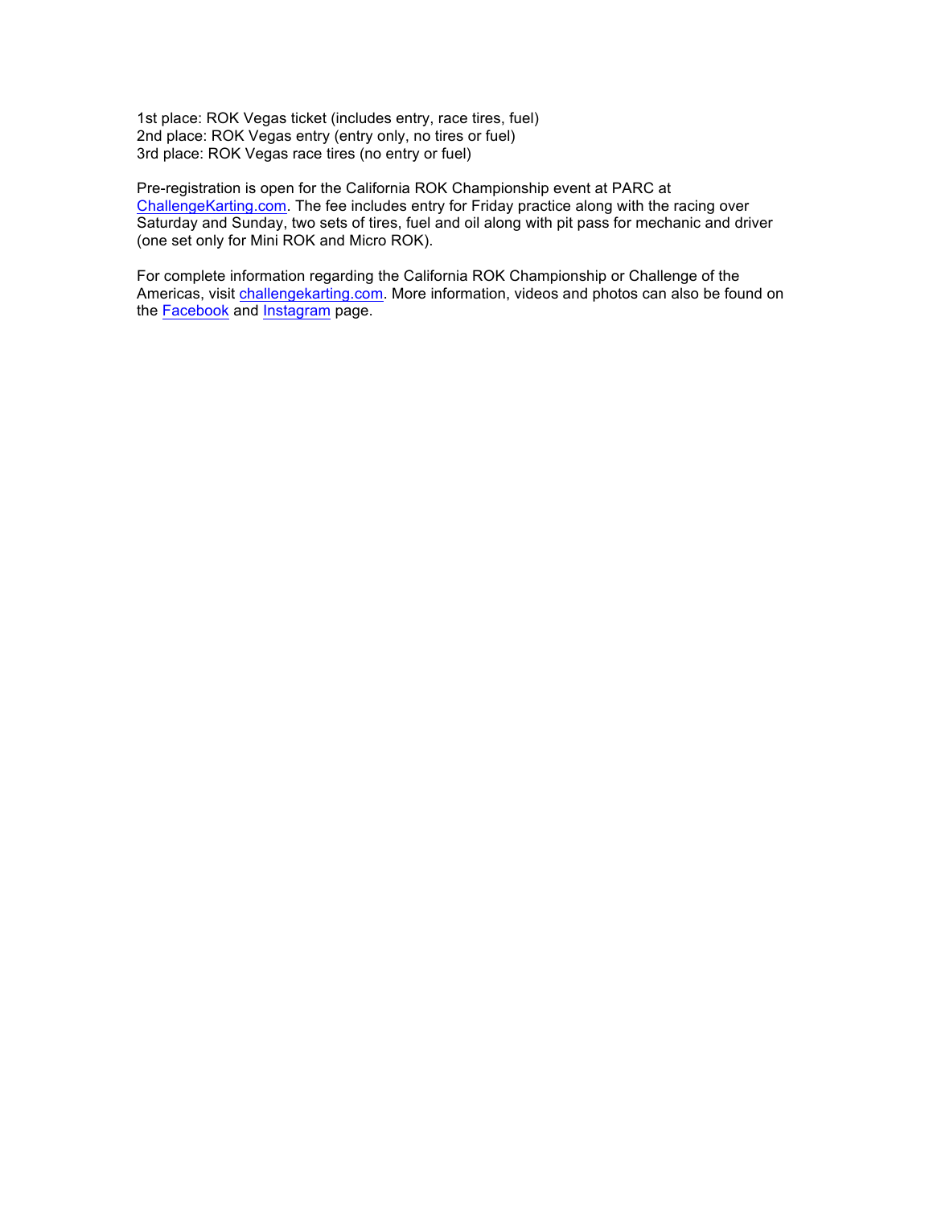1st place: ROK Vegas ticket (includes entry, race tires, fuel)
2nd place: ROK Vegas entry (entry only, no tires or fuel)
3rd place: ROK Vegas race tires (no entry or fuel)

Pre-registration is open for the California ROK Championship event at PARC at ChallengeKarting.com. The fee includes entry for Friday practice along with the racing over Saturday and Sunday, two sets of tires, fuel and oil along with pit pass for mechanic and driver (one set only for Mini ROK and Micro ROK).

For complete information regarding the California ROK Championship or Challenge of the Americas, visit challengekarting.com. More information, videos and photos can also be found on the Facebook and Instagram page.